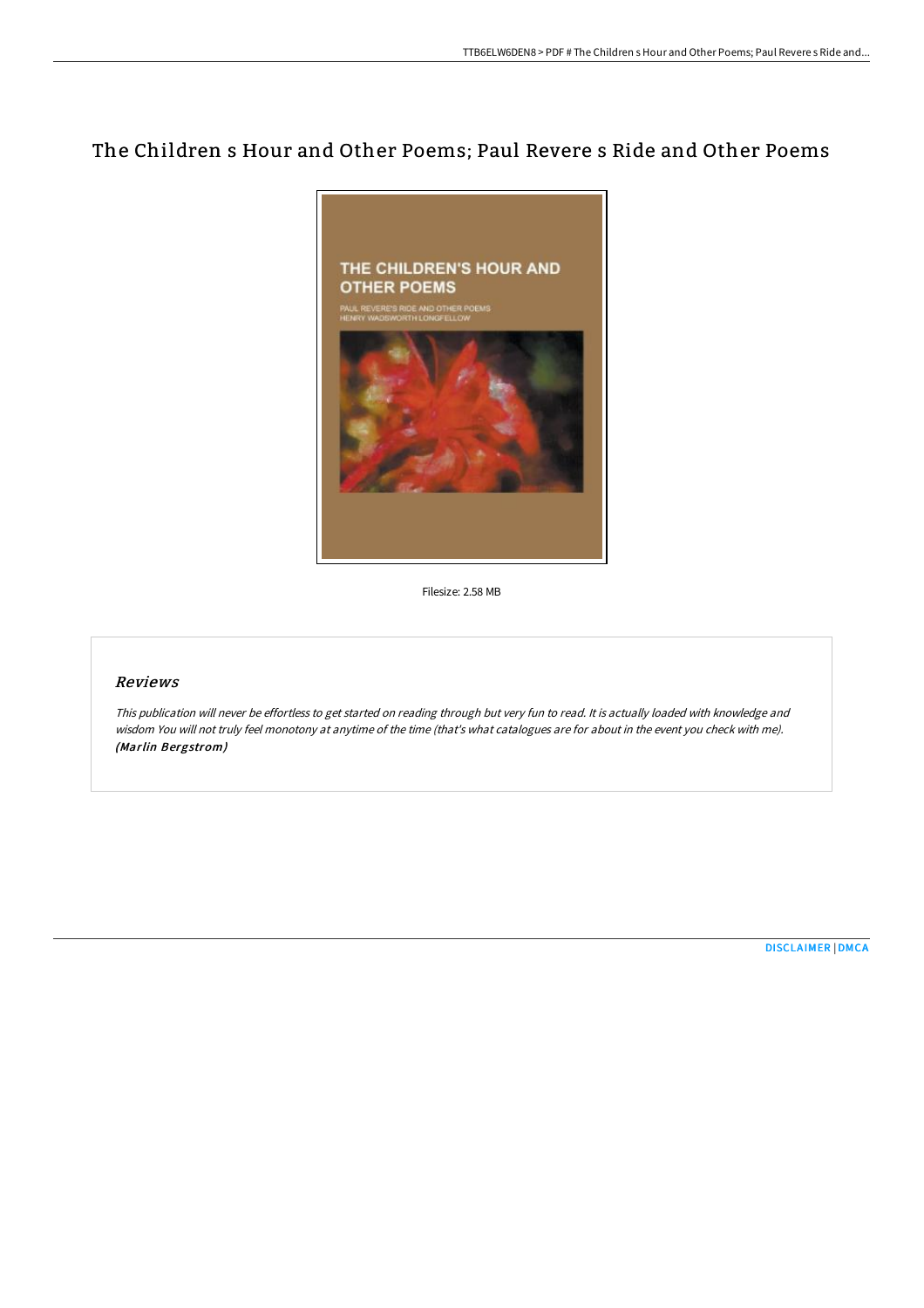# The Children s Hour and Other Poems; Paul Revere s Ride and Other Poems

Filesize: 2.58 MB

## Reviews

*This publication will never be effortless to get started on reading through but very fun to read. It is actually loaded with knowledge and wisdom You will not truly feel monotony at anytime of the time (that's what catalogues are for about in the event you check with me).* ***(Marlin Bergstrom)***

DISCLAIMER | DMCA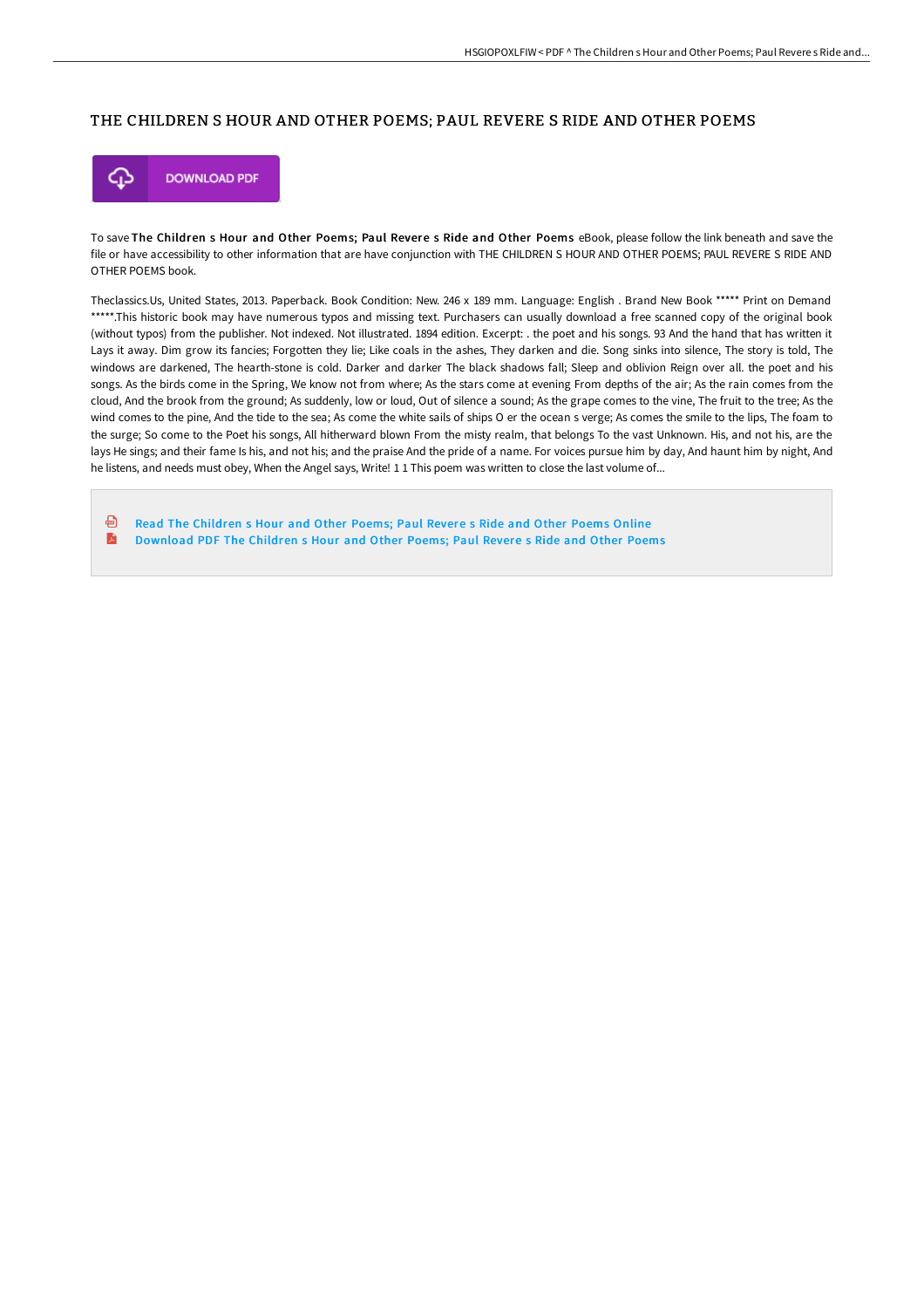# THE CHILDREN S HOUR AND OTHER POEMS; PAUL REVERE S RIDE AND OTHER POEMS

DOWNLOAD PDF

To save **The Children s Hour and Other Poems; Paul Revere s Ride and Other Poems** eBook, please follow the link beneath and save the file or have accessibility to other information that are have conjunction with THE CHILDREN S HOUR AND OTHER POEMS; PAUL REVERE S RIDE AND OTHER POEMS book.

Theclassics.Us, United States, 2013. Paperback. Book Condition: New. 246 x 189 mm. Language: English . Brand New Book ***** Print on Demand *****.This historic book may have numerous typos and missing text. Purchasers can usually download a free scanned copy of the original book (without typos) from the publisher. Not indexed. Not illustrated. 1894 edition. Excerpt: . the poet and his songs. 93 And the hand that has written it Lays it away. Dim grow its fancies; Forgotten they lie; Like coals in the ashes, They darken and die. Song sinks into silence, The story is told, The windows are darkened, The hearth-stone is cold. Darker and darker The black shadows fall; Sleep and oblivion Reign over all. the poet and his songs. As the birds come in the Spring, We know not from where; As the stars come at evening From depths of the air; As the rain comes from the cloud, And the brook from the ground; As suddenly, low or loud, Out of silence a sound; As the grape comes to the vine, The fruit to the tree; As the wind comes to the pine, And the tide to the sea; As come the white sails of ships O er the ocean s verge; As comes the smile to the lips, The foam to the surge; So come to the Poet his songs, All hitherward blown From the misty realm, that belongs To the vast Unknown. His, and not his, are the lays He sings; and their fame Is his, and not his; and the praise And the pride of a name. For voices pursue him by day, And haunt him by night, And he listens, and needs must obey, When the Angel says, Write! 1 1 This poem was written to close the last volume of...

- Read The Children s Hour and Other Poems; Paul Revere s Ride and Other Poems Online
- Download PDF The Children s Hour and Other Poems; Paul Revere s Ride and Other Poems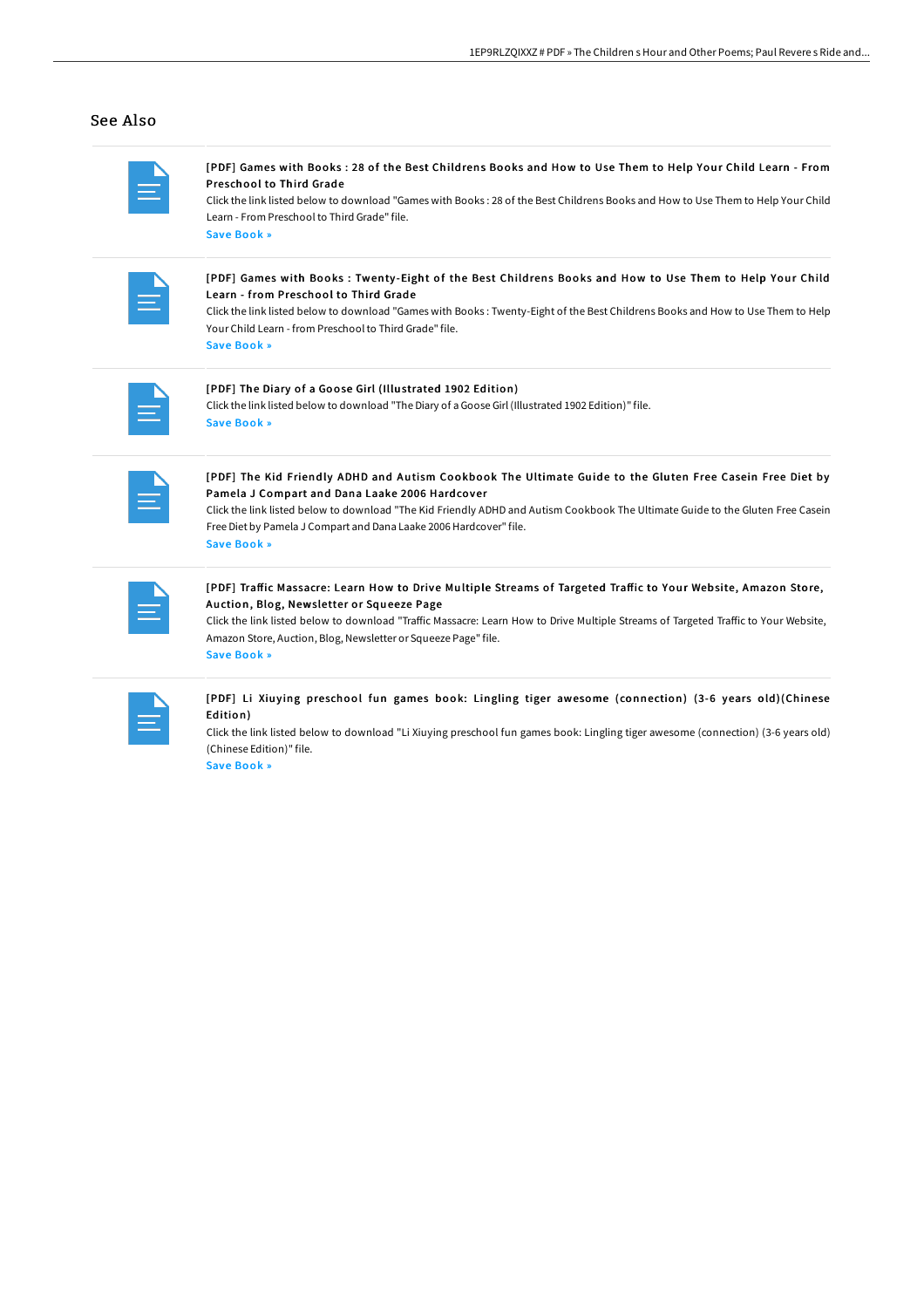## See Also

**[PDF] Games with Books : 28 of the Best Childrens Books and How to Use Them to Help Your Child Learn - From Preschool to Third Grade**

Click the link listed below to download "Games with Books : 28 of the Best Childrens Books and How to Use Them to Help Your Child Learn - From Preschool to Third Grade" file.

Save Book »

**[PDF] Games with Books : Twenty-Eight of the Best Childrens Books and How to Use Them to Help Your Child Learn - from Preschool to Third Grade**

Click the link listed below to download "Games with Books : Twenty-Eight of the Best Childrens Books and How to Use Them to Help Your Child Learn - from Preschool to Third Grade" file.

Save Book »

**[PDF] The Diary of a Goose Girl (Illustrated 1902 Edition)**

Click the link listed below to download "The Diary of a Goose Girl (Illustrated 1902 Edition)" file.

Save Book »

**[PDF] The Kid Friendly ADHD and Autism Cookbook The Ultimate Guide to the Gluten Free Casein Free Diet by Pamela J Compart and Dana Laake 2006 Hardcover**

Click the link listed below to download "The Kid Friendly ADHD and Autism Cookbook The Ultimate Guide to the Gluten Free Casein Free Diet by Pamela J Compart and Dana Laake 2006 Hardcover" file.

Save Book »

**[PDF] Traffic Massacre: Learn How to Drive Multiple Streams of Targeted Traffic to Your Website, Amazon Store, Auction, Blog, Newsletter or Squeeze Page**

Click the link listed below to download "Traffic Massacre: Learn How to Drive Multiple Streams of Targeted Traffic to Your Website, Amazon Store, Auction, Blog, Newsletter or Squeeze Page" file.

Save Book »

**[PDF] Li Xiuying preschool fun games book: Lingling tiger awesome (connection) (3-6 years old)(Chinese Edition)**

Click the link listed below to download "Li Xiuying preschool fun games book: Lingling tiger awesome (connection) (3-6 years old) (Chinese Edition)" file.

Save Book »